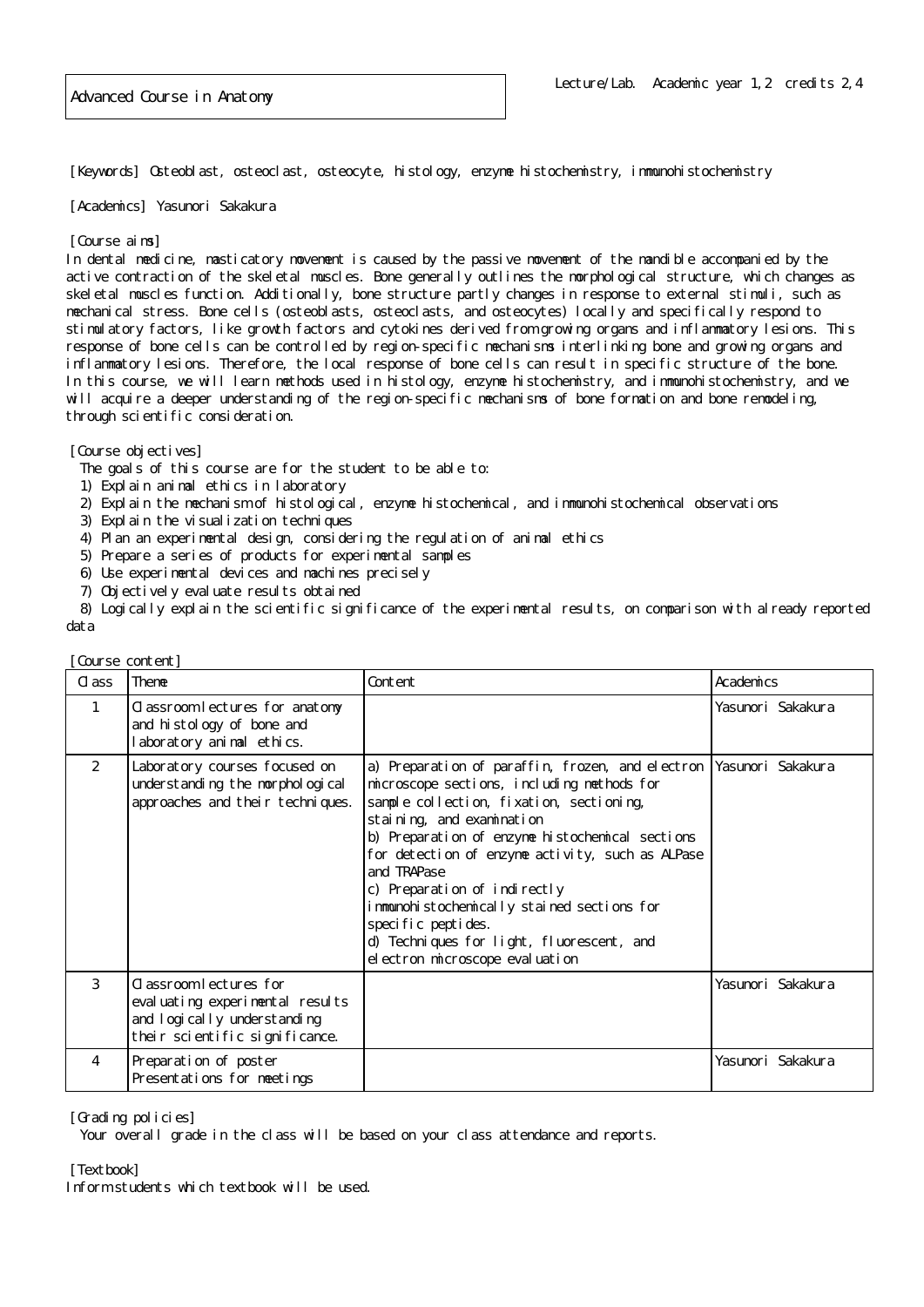# Advanced Course in Anatomy

Lecture/Lab. Academic year 1,2 credits 2,4

[Keywords] Osteoblast, osteoclast, osteocyte, histology, enzyme histochemistry, immunohistochemistry

[Academics] Yasunori Sakakura

[Course aims]
In dental medicine, masticatory movement is caused by the passive movement of the mandible accompanied by the active contraction of the skeletal muscles. Bone generally outlines the morphological structure, which changes as skeletal muscles function. Additionally, bone structure partly changes in response to external stimuli, such as mechanical stress. Bone cells (osteoblasts, osteoclasts, and osteocytes) locally and specifically respond to stimulatory factors, like growth factors and cytokines derived from growing organs and inflammatory lesions. This response of bone cells can be controlled by region-specific mechanisms interlinking bone and growing organs and inflammatory lesions. Therefore, the local response of bone cells can result in specific structure of the bone. In this course, we will learn methods used in histology, enzyme histochemistry, and immunohistochemistry, and we will acquire a deeper understanding of the region-specific mechanisms of bone formation and bone remodeling, through scientific consideration.

[Course objectives]
The goals of this course are for the student to be able to:
1) Explain animal ethics in laboratory
2) Explain the mechanism of histological, enzyme histochemical, and immunohistochemical observations
3) Explain the visualization techniques
4) Plan an experimental design, considering the regulation of animal ethics
5) Prepare a series of products for experimental samples
6) Use experimental devices and machines precisely
7) Objectively evaluate results obtained
8) Logically explain the scientific significance of the experimental results, on comparison with already reported data

[Course content]

| Class | Theme | Content | Academics |
|---|---|---|---|
| 1 | Classroom lectures for anatomy and histology of bone and laboratory animal ethics. | | Yasunori Sakakura |
| 2 | Laboratory courses focused on understanding the morphological approaches and their techniques. | a) Preparation of paraffin, frozen, and electron microscope sections, including methods for sample collection, fixation, sectioning, staining, and examination<br>b) Preparation of enzyme histochemical sections for detection of enzyme activity, such as ALPase and TRAPase<br>c) Preparation of indirectly immunohistochemically stained sections for specific peptides.<br>d) Techniques for light, fluorescent, and electron microscope evaluation | Yasunori Sakakura |
| 3 | Classroom lectures for evaluating experimental results and logically understanding their scientific significance. | | Yasunori Sakakura |
| 4 | Preparation of poster Presentations for meetings | | Yasunori Sakakura |

[Grading policies]
Your overall grade in the class will be based on your class attendance and reports.

[Textbook]
Inform students which textbook will be used.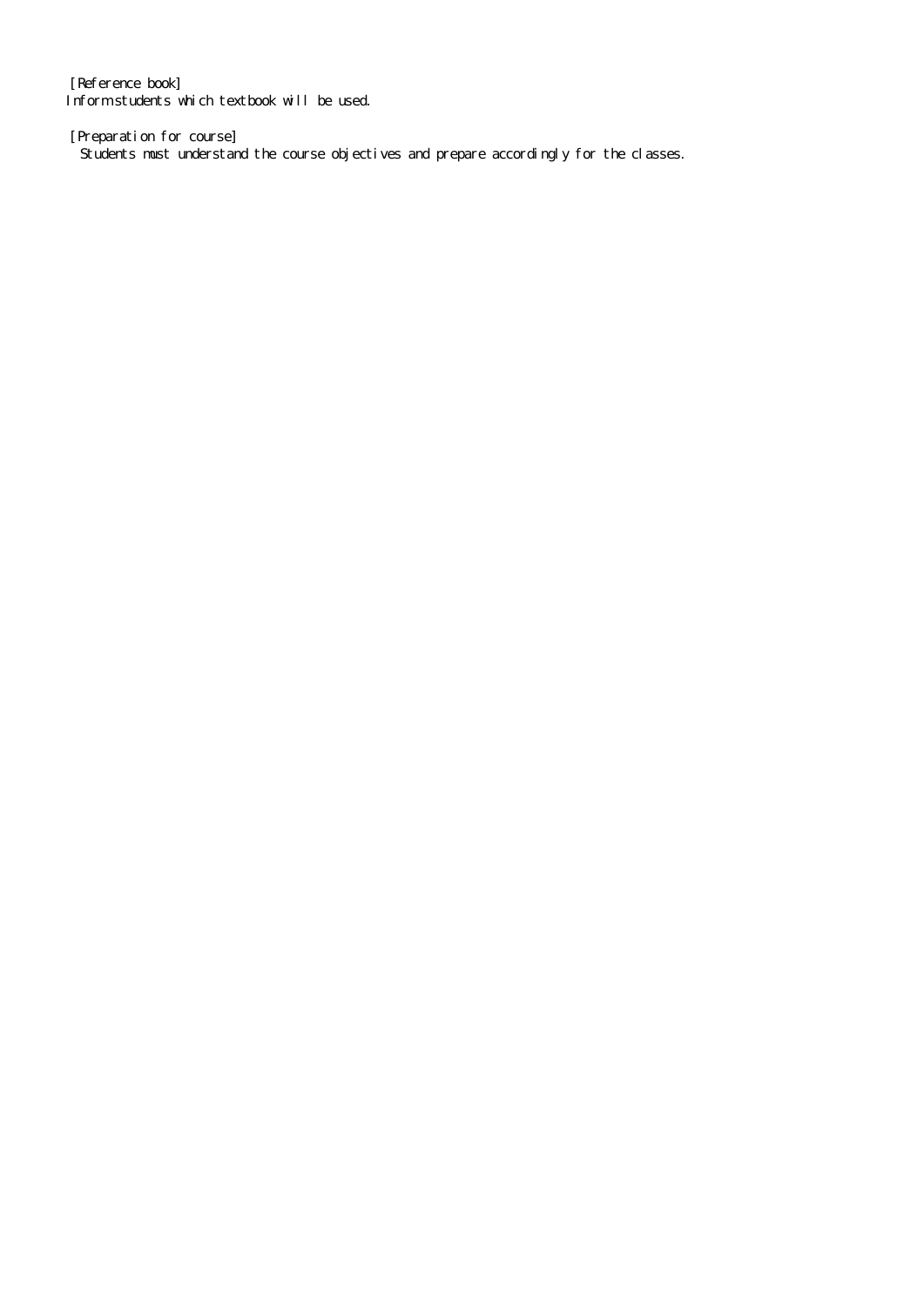[Reference book]
Inform students which textbook will be used.

[Preparation for course]
Students must understand the course objectives and prepare accordingly for the classes.